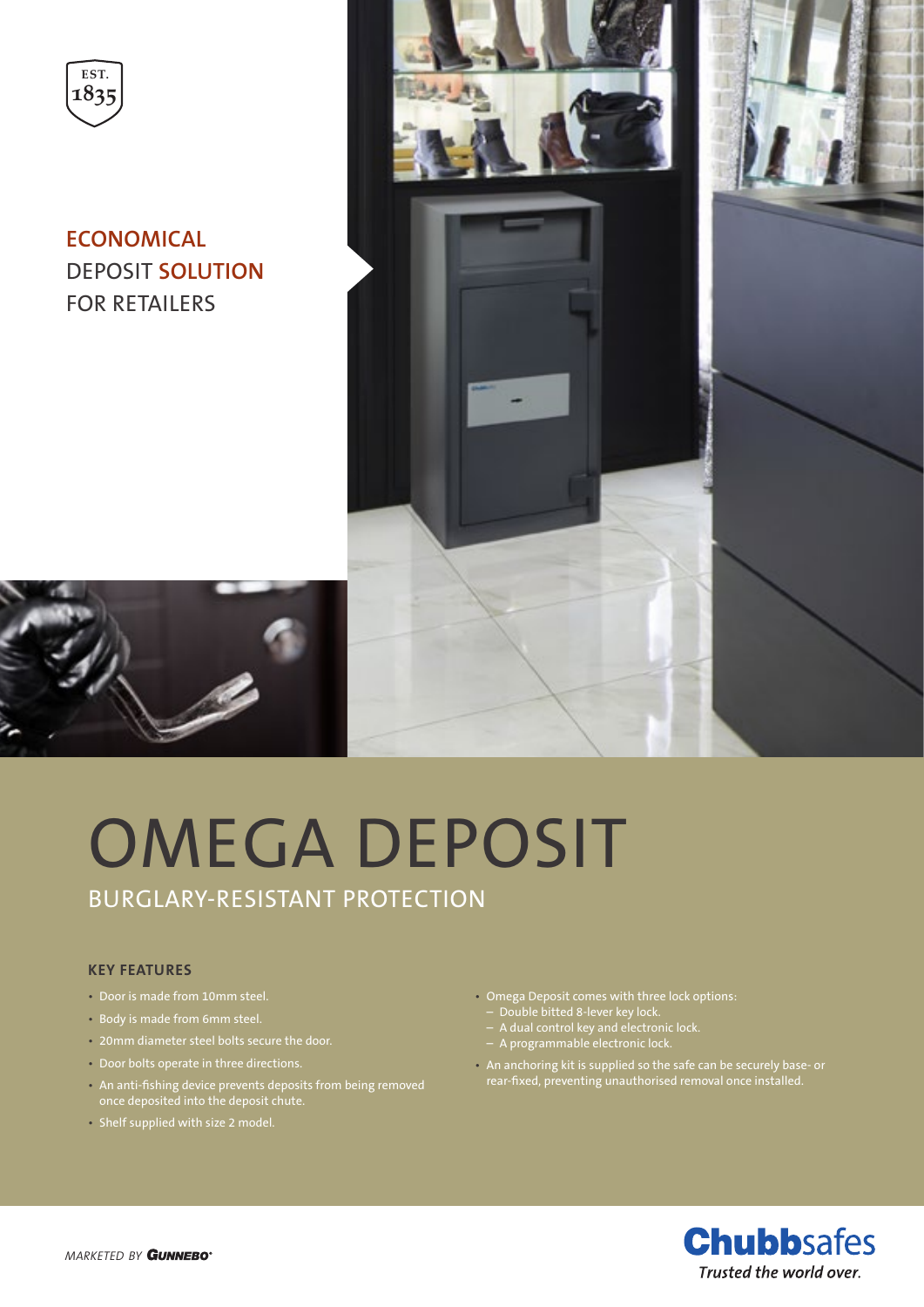EST. 1835

ECONOMICAL
DEPOSIT SOLUTION
FOR RETAILERS

# OMEGA DEPOSIT

## BURGLARY-RESISTANT PROTECTION

### KEY FEATURES

- Door is made from 10mm steel.
- Body is made from 6mm steel.
- 20mm diameter steel bolts secure the door.
- Door bolts operate in three directions.
- An anti-fishing device prevents deposits from being removed once deposited into the deposit chute.
- Shelf supplied with size 2 model.
- Omega Deposit comes with three lock options:
  - Double bitted 8-lever key lock.
  - A dual control key and electronic lock.
  - A programmable electronic lock.
- An anchoring kit is supplied so the safe can be securely base- or rear-fixed, preventing unauthorised removal once installed.

*MARKETED BY* **GUNNEBO**

**Chubb**safes
*Trusted the world over.*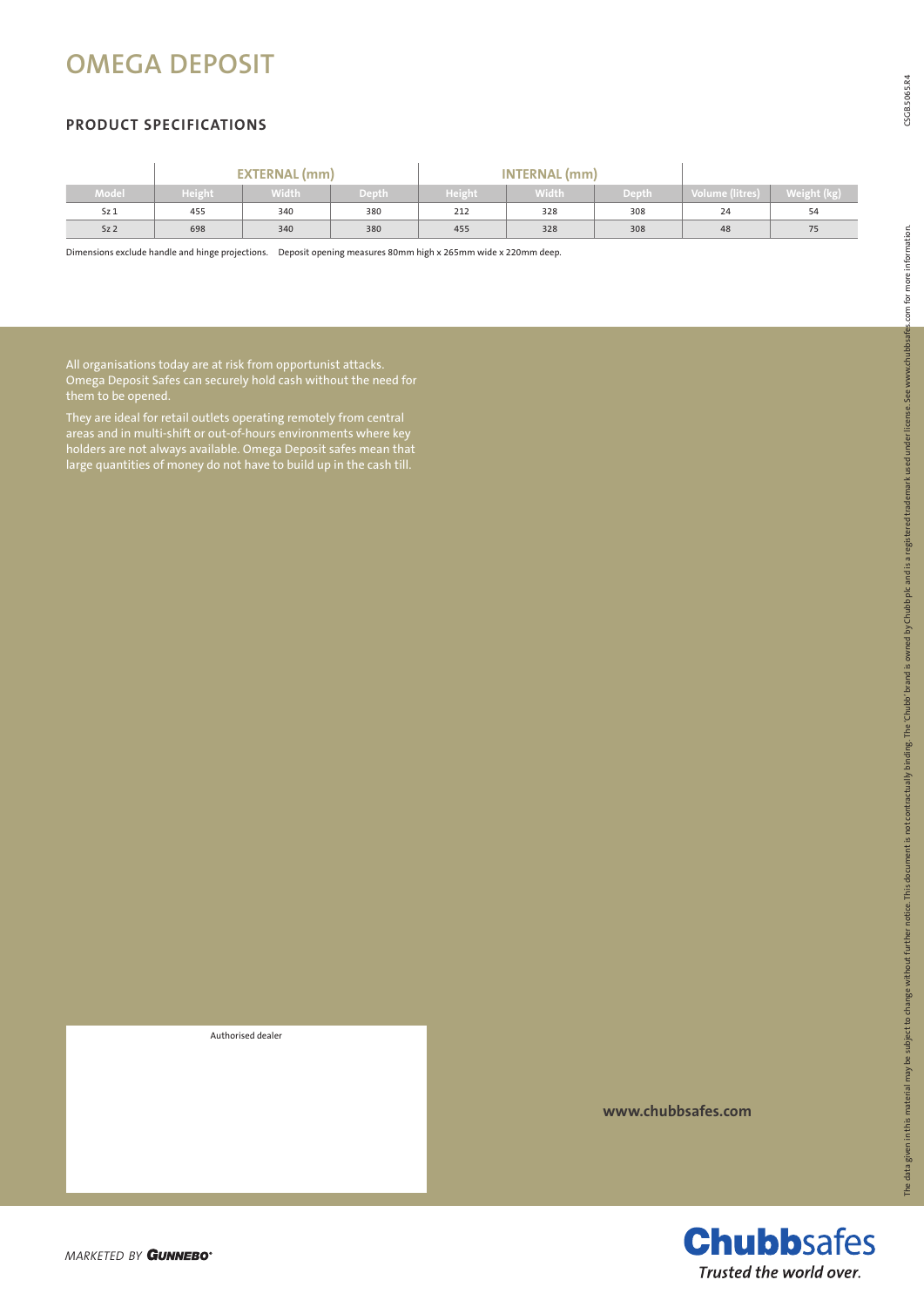# OMEGA DEPOSIT

## PRODUCT SPECIFICATIONS

| | EXTERNAL (mm) | | | INTERNAL (mm) | | | | |
|---|---|---|---|---|---|---|---|---|
| Model | Height | Width | Depth | Height | Width | Depth | Volume (litres) | Weight (kg) |
| Sz 1 | 455 | 340 | 380 | 212 | 328 | 308 | 24 | 54 |
| Sz 2 | 698 | 340 | 380 | 455 | 328 | 308 | 48 | 75 |

Dimensions exclude handle and hinge projections. Deposit opening measures 80mm high x 265mm wide x 220mm deep.

All organisations today are at risk from opportunist attacks. Omega Deposit Safes can securely hold cash without the need for them to be opened.

They are ideal for retail outlets operating remotely from central areas and in multi-shift or out-of-hours environments where key holders are not always available. Omega Deposit safes mean that large quantities of money do not have to build up in the cash till.

Authorised dealer

**www.chubbsafes.com**

*MARKETED BY* **GUNNEBO**

**Chubb**safes
*Trusted the world over.*

The data given in this material may be subject to change without further notice. This document is not contractually binding. The 'Chubb' brand is owned by Chubb plc and is a registered trademark used under license. See www.chubbsafes.com for more information.

CSGB.5065.R4